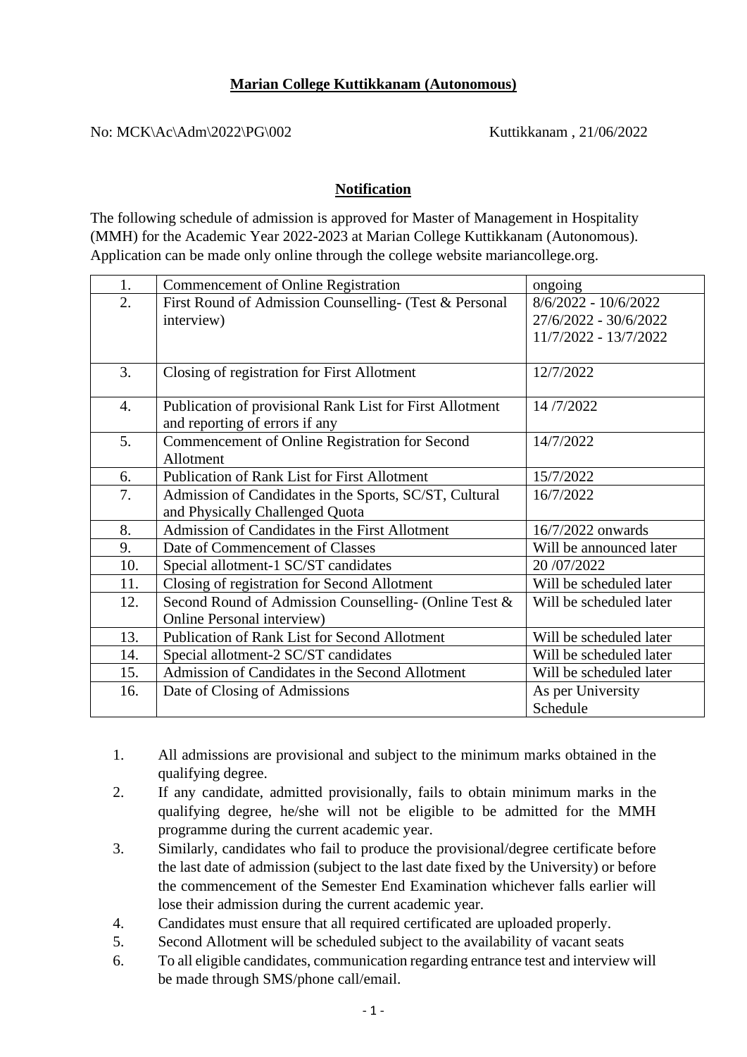**Marian College Kuttikkanam (Autonomous)**

No: MCK\Ac\Adm\2022\PG\002 Kuttikkanam , 21/06/2022

**Notification**

The following schedule of admission is approved for Master of Management in Hospitality (MMH) for the Academic Year 2022-2023 at Marian College Kuttikkanam (Autonomous). Application can be made only online through the college website mariancollege.org.

| | | |
|---|---|---|
| 1. | Commencement of Online Registration | ongoing |
| 2. | First Round of Admission Counselling- (Test & Personal interview) | 8/6/2022 - 10/6/2022<br>27/6/2022 - 30/6/2022<br>11/7/2022 - 13/7/2022 |
| 3. | Closing of registration for First Allotment | 12/7/2022 |
| 4. | Publication of provisional Rank List for First Allotment and reporting of errors if any | 14 /7/2022 |
| 5. | Commencement of Online Registration for Second Allotment | 14/7/2022 |
| 6. | Publication of Rank List for First Allotment | 15/7/2022 |
| 7. | Admission of Candidates in the Sports, SC/ST, Cultural and Physically Challenged Quota | 16/7/2022 |
| 8. | Admission of Candidates in the First Allotment | 16/7/2022 onwards |
| 9. | Date of Commencement of Classes | Will be announced later |
| 10. | Special allotment-1 SC/ST candidates | 20 /07/2022 |
| 11. | Closing of registration for Second Allotment | Will be scheduled later |
| 12. | Second Round of Admission Counselling- (Online Test & Online Personal interview) | Will be scheduled later |
| 13. | Publication of Rank List for Second Allotment | Will be scheduled later |
| 14. | Special allotment-2 SC/ST candidates | Will be scheduled later |
| 15. | Admission of Candidates in the Second Allotment | Will be scheduled later |
| 16. | Date of Closing of Admissions | As per University Schedule |

1. All admissions are provisional and subject to the minimum marks obtained in the qualifying degree.
2. If any candidate, admitted provisionally, fails to obtain minimum marks in the qualifying degree, he/she will not be eligible to be admitted for the MMH programme during the current academic year.
3. Similarly, candidates who fail to produce the provisional/degree certificate before the last date of admission (subject to the last date fixed by the University) or before the commencement of the Semester End Examination whichever falls earlier will lose their admission during the current academic year.
4. Candidates must ensure that all required certificated are uploaded properly.
5. Second Allotment will be scheduled subject to the availability of vacant seats
6. To all eligible candidates, communication regarding entrance test and interview will be made through SMS/phone call/email.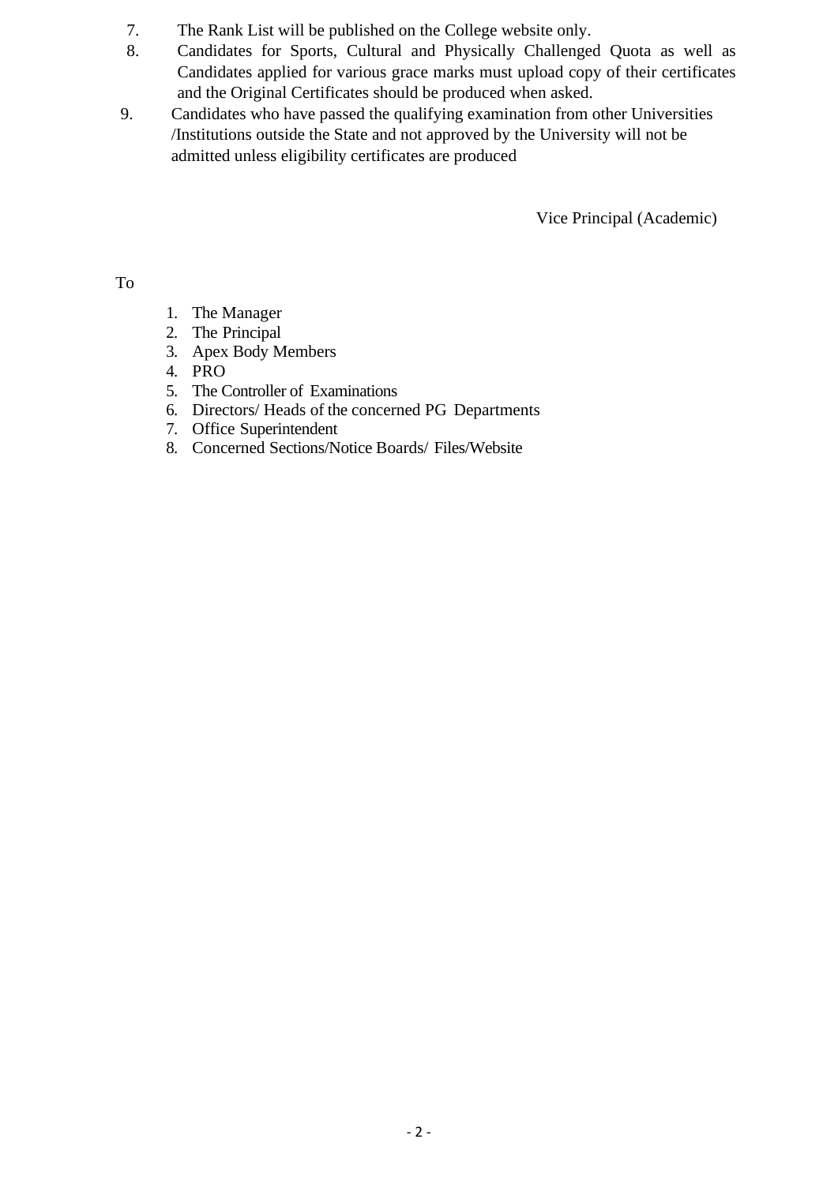7. The Rank List will be published on the College website only.
8. Candidates for Sports, Cultural and Physically Challenged Quota as well as Candidates applied for various grace marks must upload copy of their certificates and the Original Certificates should be produced when asked.
9. Candidates who have passed the qualifying examination from other Universities /Institutions outside the State and not approved by the University will not be admitted unless eligibility certificates are produced

Vice Principal (Academic)

To

1. The Manager
2. The Principal
3. Apex Body Members
4. PRO
5. The Controller of Examinations
6. Directors/ Heads of the concerned PG Departments
7. Office Superintendent
8. Concerned Sections/Notice Boards/ Files/Website